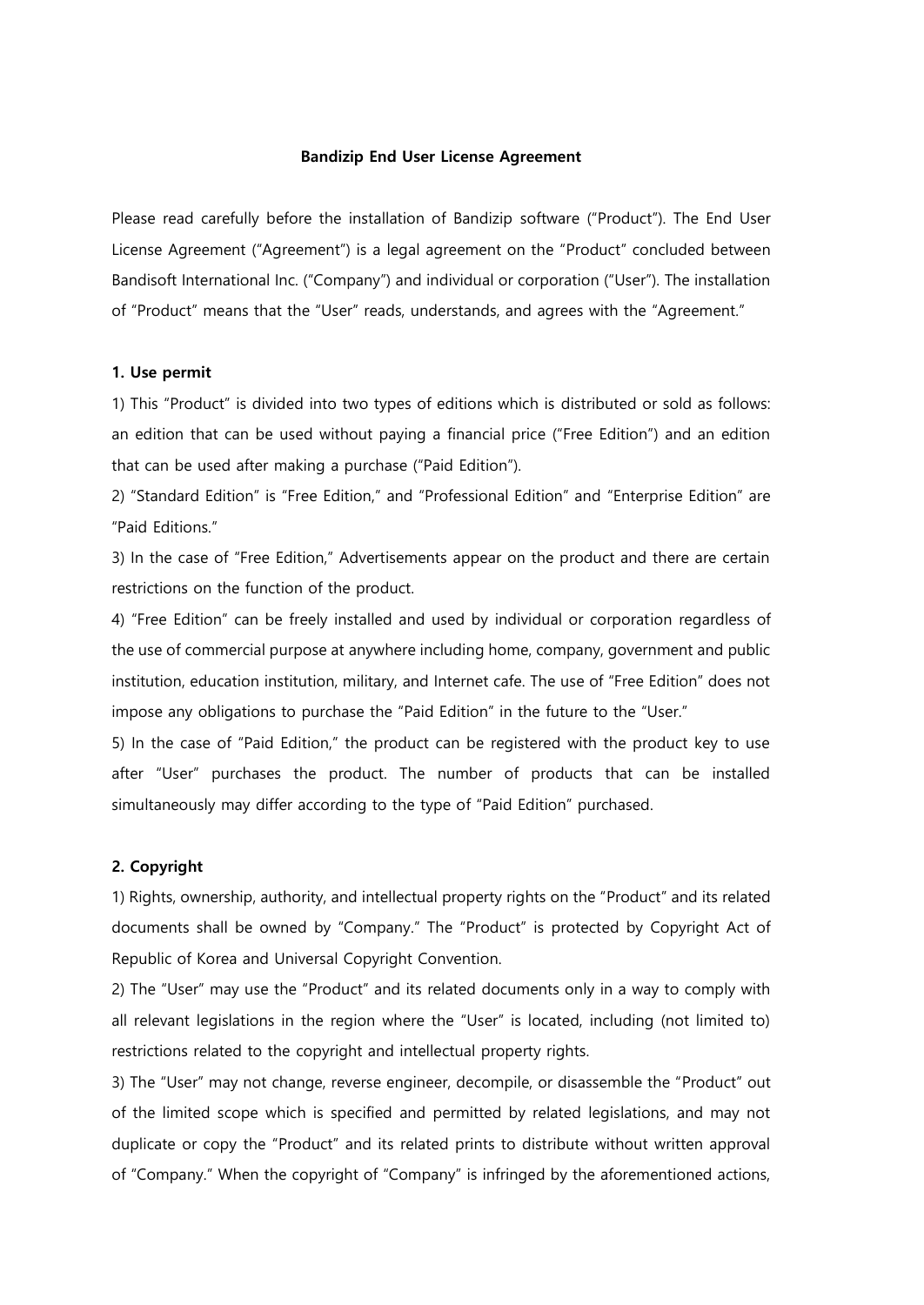# Bandizip End User License Agreement

Please read carefully before the installation of Bandizip software ("Product"). The End User License Agreement ("Agreement") is a legal agreement on the "Product" concluded between Bandisoft International Inc. ("Company") and individual or corporation ("User"). The installation of "Product" means that the "User" reads, understands, and agrees with the "Agreement."

## 1. Use permit

1) This "Product" is divided into two types of editions which is distributed or sold as follows: an edition that can be used without paying a financial price ("Free Edition") and an edition that can be used after making a purchase ("Paid Edition").

2) "Standard Edition" is "Free Edition," and "Professional Edition" and "Enterprise Edition" are "Paid Editions."

3) In the case of "Free Edition," Advertisements appear on the product and there are certain restrictions on the function of the product.

4) "Free Edition" can be freely installed and used by individual or corporation regardless of the use of commercial purpose at anywhere including home, company, government and public institution, education institution, military, and Internet cafe. The use of "Free Edition" does not impose any obligations to purchase the "Paid Edition" in the future to the "User."

5) In the case of "Paid Edition," the product can be registered with the product key to use after "User" purchases the product. The number of products that can be installed simultaneously may differ according to the type of "Paid Edition" purchased.

## 2. Copyright

1) Rights, ownership, authority, and intellectual property rights on the "Product" and its related documents shall be owned by "Company." The "Product" is protected by Copyright Act of Republic of Korea and Universal Copyright Convention.

2) The "User" may use the "Product" and its related documents only in a way to comply with all relevant legislations in the region where the "User" is located, including (not limited to) restrictions related to the copyright and intellectual property rights.

3) The "User" may not change, reverse engineer, decompile, or disassemble the "Product" out of the limited scope which is specified and permitted by related legislations, and may not duplicate or copy the "Product" and its related prints to distribute without written approval of "Company." When the copyright of "Company" is infringed by the aforementioned actions,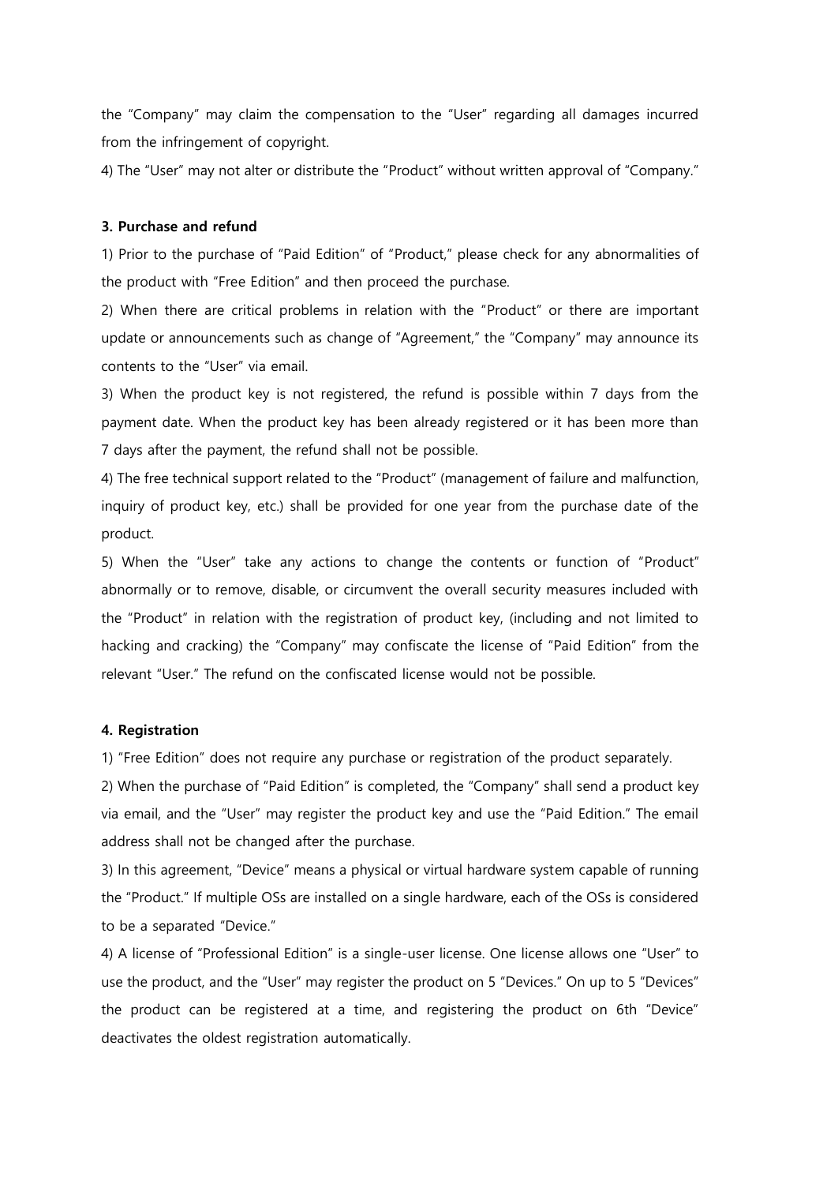the "Company" may claim the compensation to the "User" regarding all damages incurred from the infringement of copyright.

4) The "User" may not alter or distribute the "Product" without written approval of "Company."

**3. Purchase and refund**

1) Prior to the purchase of "Paid Edition" of "Product," please check for any abnormalities of the product with "Free Edition" and then proceed the purchase.

2) When there are critical problems in relation with the "Product" or there are important update or announcements such as change of "Agreement," the "Company" may announce its contents to the "User" via email.

3) When the product key is not registered, the refund is possible within 7 days from the payment date. When the product key has been already registered or it has been more than 7 days after the payment, the refund shall not be possible.

4) The free technical support related to the "Product" (management of failure and malfunction, inquiry of product key, etc.) shall be provided for one year from the purchase date of the product.

5) When the "User" take any actions to change the contents or function of "Product" abnormally or to remove, disable, or circumvent the overall security measures included with the "Product" in relation with the registration of product key, (including and not limited to hacking and cracking) the "Company" may confiscate the license of "Paid Edition" from the relevant "User." The refund on the confiscated license would not be possible.

**4. Registration**

1) "Free Edition" does not require any purchase or registration of the product separately.

2) When the purchase of "Paid Edition" is completed, the "Company" shall send a product key via email, and the "User" may register the product key and use the "Paid Edition." The email address shall not be changed after the purchase.

3) In this agreement, "Device" means a physical or virtual hardware system capable of running the "Product." If multiple OSs are installed on a single hardware, each of the OSs is considered to be a separated "Device."

4) A license of "Professional Edition" is a single-user license. One license allows one "User" to use the product, and the "User" may register the product on 5 "Devices." On up to 5 "Devices" the product can be registered at a time, and registering the product on 6th "Device" deactivates the oldest registration automatically.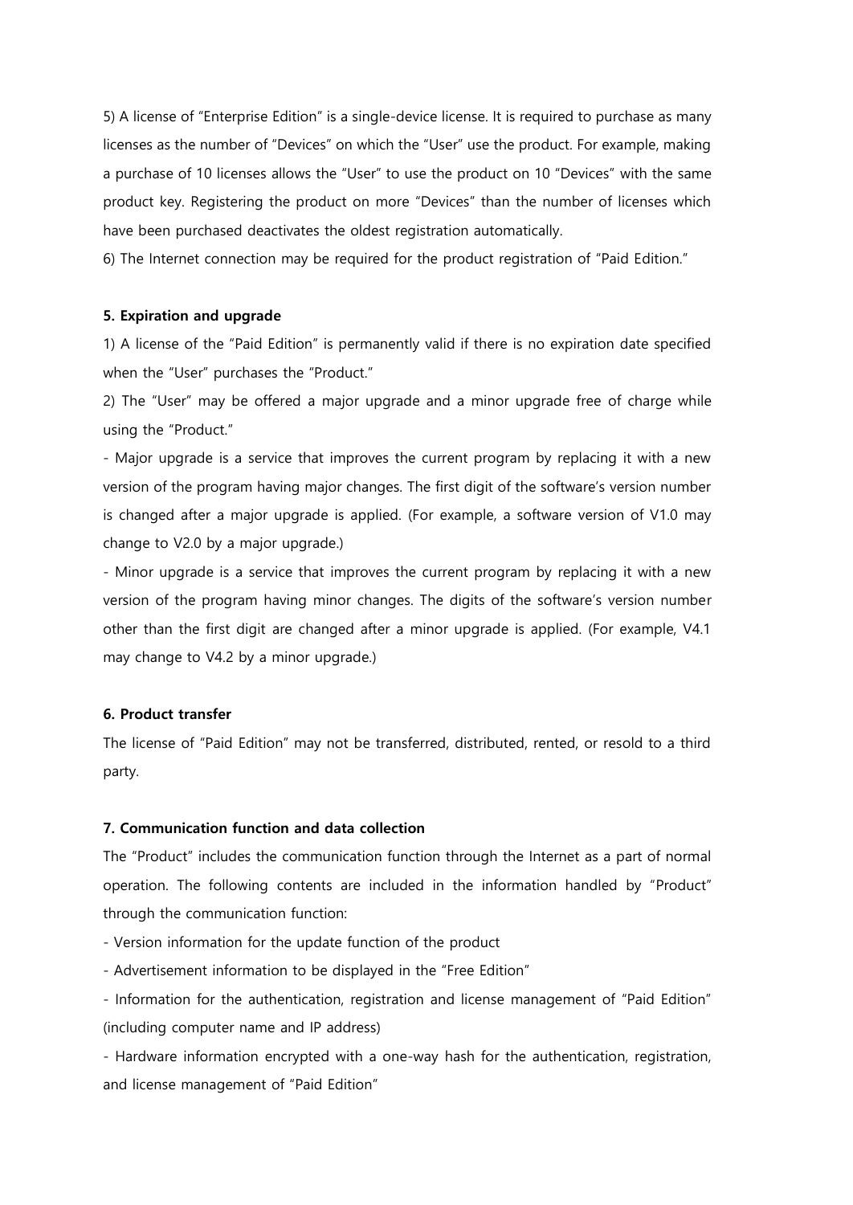5) A license of "Enterprise Edition" is a single-device license. It is required to purchase as many licenses as the number of "Devices" on which the "User" use the product. For example, making a purchase of 10 licenses allows the "User" to use the product on 10 "Devices" with the same product key. Registering the product on more "Devices" than the number of licenses which have been purchased deactivates the oldest registration automatically.

6) The Internet connection may be required for the product registration of "Paid Edition."

**5. Expiration and upgrade**

1) A license of the "Paid Edition" is permanently valid if there is no expiration date specified when the "User" purchases the "Product."

2) The "User" may be offered a major upgrade and a minor upgrade free of charge while using the "Product."

- Major upgrade is a service that improves the current program by replacing it with a new version of the program having major changes. The first digit of the software's version number is changed after a major upgrade is applied. (For example, a software version of V1.0 may change to V2.0 by a major upgrade.)
- Minor upgrade is a service that improves the current program by replacing it with a new version of the program having minor changes. The digits of the software's version number other than the first digit are changed after a minor upgrade is applied. (For example, V4.1 may change to V4.2 by a minor upgrade.)

**6. Product transfer**

The license of "Paid Edition" may not be transferred, distributed, rented, or resold to a third party.

**7. Communication function and data collection**

The "Product" includes the communication function through the Internet as a part of normal operation. The following contents are included in the information handled by "Product" through the communication function:

- Version information for the update function of the product
- Advertisement information to be displayed in the "Free Edition"
- Information for the authentication, registration and license management of "Paid Edition" (including computer name and IP address)
- Hardware information encrypted with a one-way hash for the authentication, registration, and license management of "Paid Edition"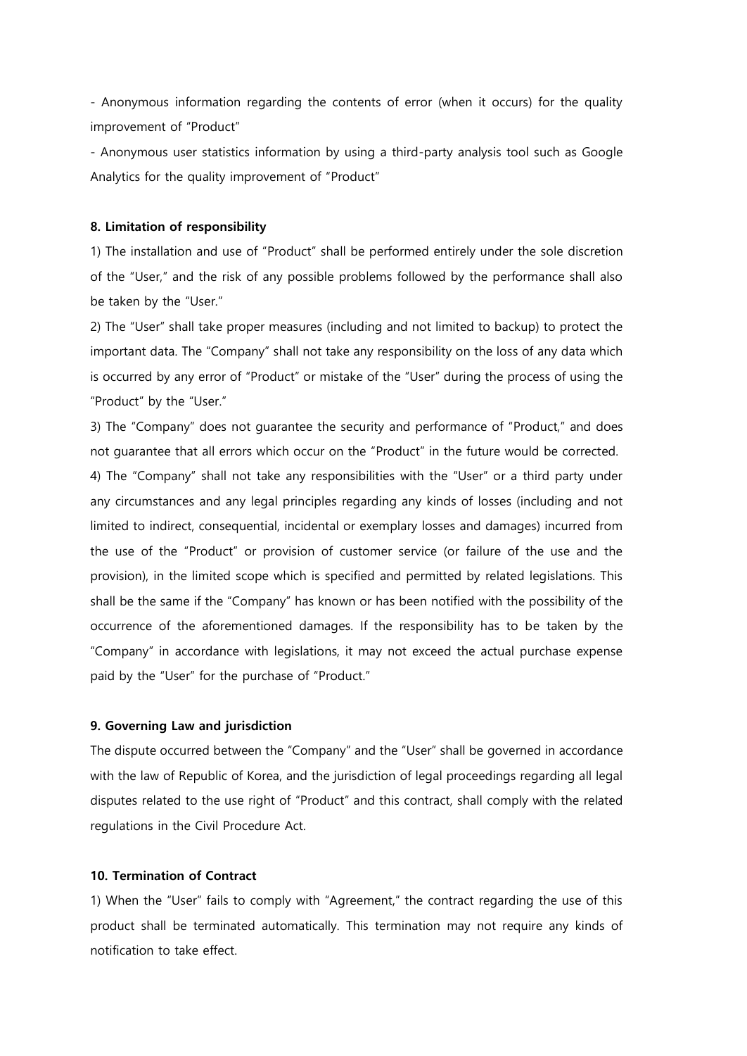- Anonymous information regarding the contents of error (when it occurs) for the quality improvement of "Product"

- Anonymous user statistics information by using a third-party analysis tool such as Google Analytics for the quality improvement of "Product"

**8. Limitation of responsibility**

1) The installation and use of "Product" shall be performed entirely under the sole discretion of the "User," and the risk of any possible problems followed by the performance shall also be taken by the "User."

2) The "User" shall take proper measures (including and not limited to backup) to protect the important data. The "Company" shall not take any responsibility on the loss of any data which is occurred by any error of "Product" or mistake of the "User" during the process of using the "Product" by the "User."

3) The "Company" does not guarantee the security and performance of "Product," and does not guarantee that all errors which occur on the "Product" in the future would be corrected.

4) The "Company" shall not take any responsibilities with the "User" or a third party under any circumstances and any legal principles regarding any kinds of losses (including and not limited to indirect, consequential, incidental or exemplary losses and damages) incurred from the use of the "Product" or provision of customer service (or failure of the use and the provision), in the limited scope which is specified and permitted by related legislations. This shall be the same if the "Company" has known or has been notified with the possibility of the occurrence of the aforementioned damages. If the responsibility has to be taken by the "Company" in accordance with legislations, it may not exceed the actual purchase expense paid by the "User" for the purchase of "Product."

**9. Governing Law and jurisdiction**

The dispute occurred between the "Company" and the "User" shall be governed in accordance with the law of Republic of Korea, and the jurisdiction of legal proceedings regarding all legal disputes related to the use right of "Product" and this contract, shall comply with the related regulations in the Civil Procedure Act.

**10. Termination of Contract**

1) When the "User" fails to comply with "Agreement," the contract regarding the use of this product shall be terminated automatically. This termination may not require any kinds of notification to take effect.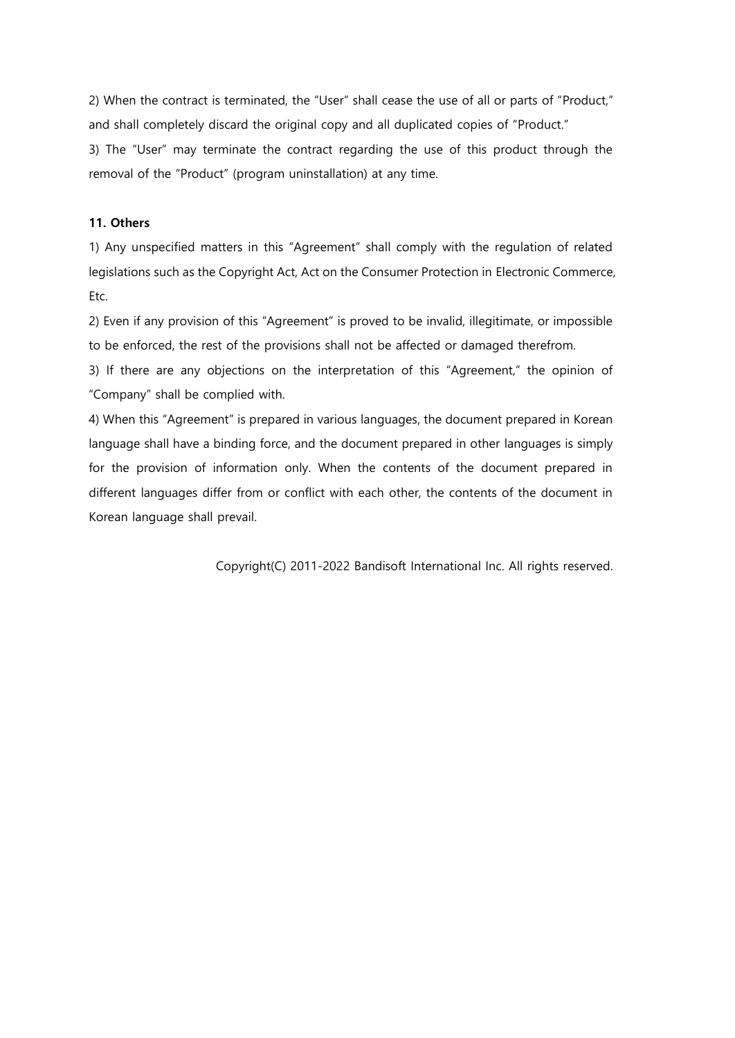2) When the contract is terminated, the "User" shall cease the use of all or parts of "Product," and shall completely discard the original copy and all duplicated copies of "Product."

3) The "User" may terminate the contract regarding the use of this product through the removal of the "Product" (program uninstallation) at any time.

**11. Others**

1) Any unspecified matters in this "Agreement" shall comply with the regulation of related legislations such as the Copyright Act, Act on the Consumer Protection in Electronic Commerce, Etc.

2) Even if any provision of this "Agreement" is proved to be invalid, illegitimate, or impossible to be enforced, the rest of the provisions shall not be affected or damaged therefrom.

3) If there are any objections on the interpretation of this "Agreement," the opinion of "Company" shall be complied with.

4) When this "Agreement" is prepared in various languages, the document prepared in Korean language shall have a binding force, and the document prepared in other languages is simply for the provision of information only. When the contents of the document prepared in different languages differ from or conflict with each other, the contents of the document in Korean language shall prevail.

Copyright(C) 2011-2022 Bandisoft International Inc. All rights reserved.